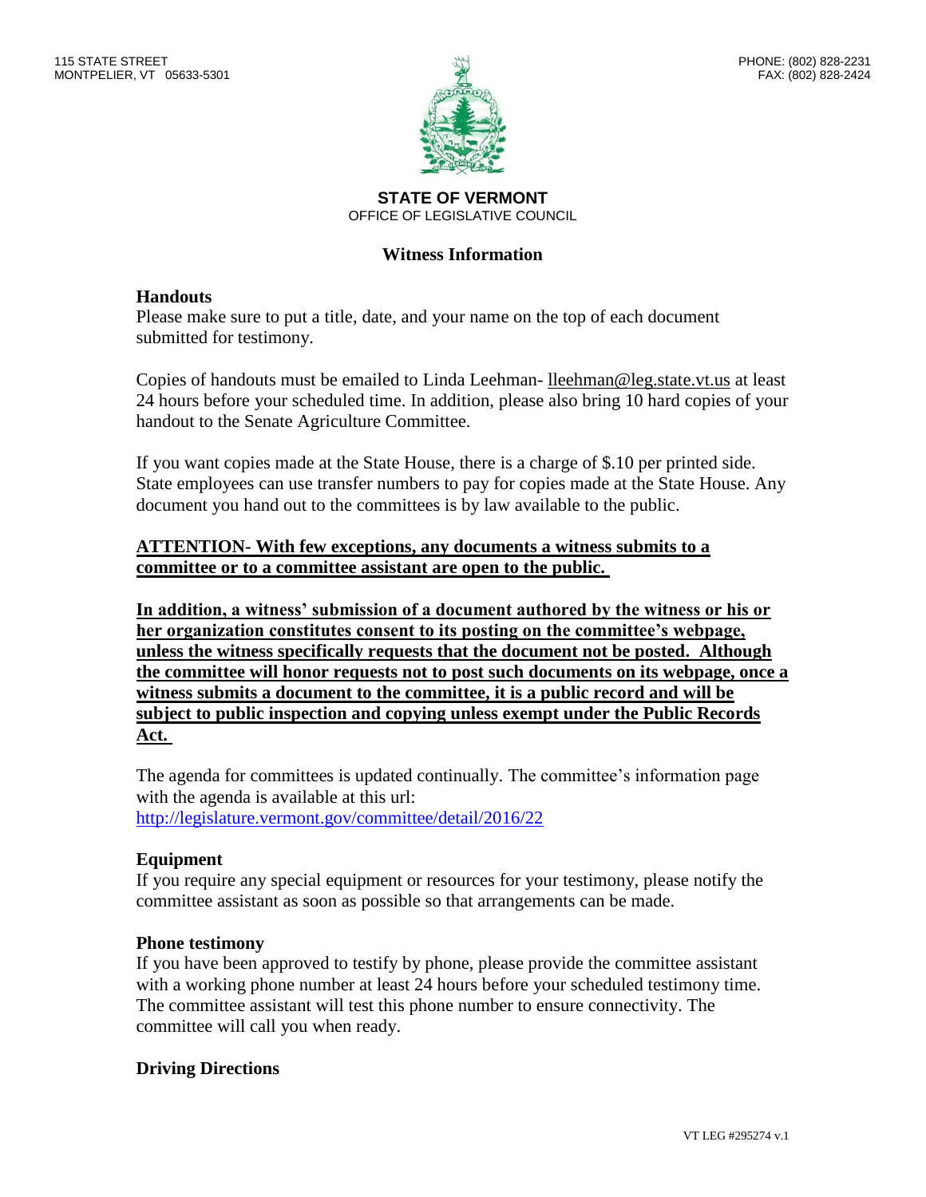115 STATE STREET
MONTPELIER, VT 05633-5301

PHONE: (802) 828-2231
FAX: (802) 828-2424

**STATE OF VERMONT**
OFFICE OF LEGISLATIVE COUNCIL

## Witness Information

### Handouts

Please make sure to put a title, date, and your name on the top of each document submitted for testimony.

Copies of handouts must be emailed to Linda Leehman- lleehman@leg.state.vt.us at least 24 hours before your scheduled time. In addition, please also bring 10 hard copies of your handout to the Senate Agriculture Committee.

If you want copies made at the State House, there is a charge of $.10 per printed side. State employees can use transfer numbers to pay for copies made at the State House. Any document you hand out to the committees is by law available to the public.

**ATTENTION- With few exceptions, any documents a witness submits to a committee or to a committee assistant are open to the public.**

**In addition, a witness' submission of a document authored by the witness or his or her organization constitutes consent to its posting on the committee's webpage, unless the witness specifically requests that the document not be posted. Although the committee will honor requests not to post such documents on its webpage, once a witness submits a document to the committee, it is a public record and will be subject to public inspection and copying unless exempt under the Public Records Act.**

The agenda for committees is updated continually. The committee's information page with the agenda is available at this url:
http://legislature.vermont.gov/committee/detail/2016/22

### Equipment

If you require any special equipment or resources for your testimony, please notify the committee assistant as soon as possible so that arrangements can be made.

### Phone testimony

If you have been approved to testify by phone, please provide the committee assistant with a working phone number at least 24 hours before your scheduled testimony time. The committee assistant will test this phone number to ensure connectivity. The committee will call you when ready.

### Driving Directions

VT LEG #295274 v.1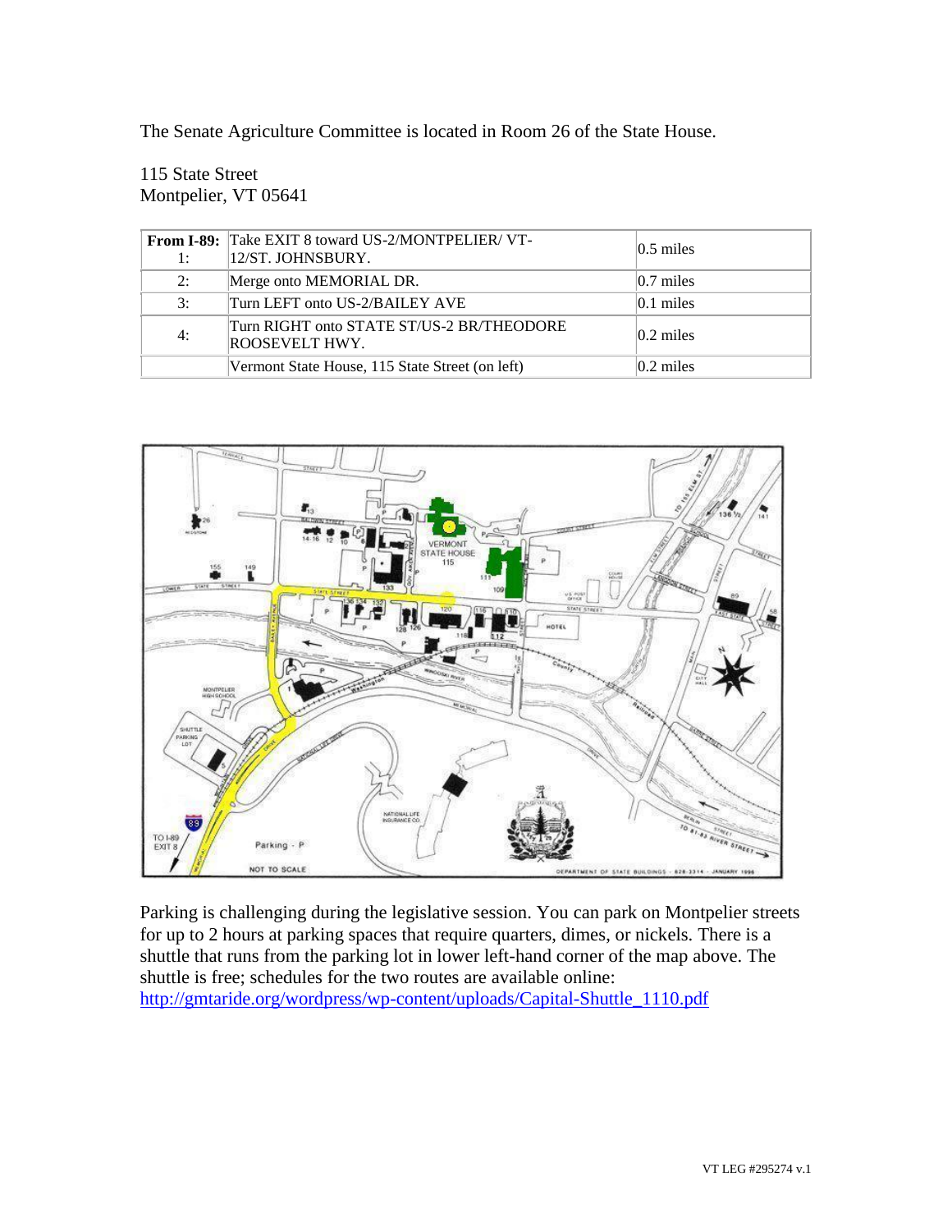The Senate Agriculture Committee is located in Room 26 of the State House.

115 State Street  
Montpelier, VT 05641

| From I-89: 1: | Take EXIT 8 toward US-2/MONTPELIER/ VT-12/ST. JOHNSBURY. | 0.5 miles |
|---|---|---|
| 2: | Merge onto MEMORIAL DR. | 0.7 miles |
| 3: | Turn LEFT onto US-2/BAILEY AVE | 0.1 miles |
| 4: | Turn RIGHT onto STATE ST/US-2 BR/THEODORE ROOSEVELT HWY. | 0.2 miles |
| | Vermont State House, 115 State Street (on left) | 0.2 miles |

Parking is challenging during the legislative session. You can park on Montpelier streets for up to 2 hours at parking spaces that require quarters, dimes, or nickels. There is a shuttle that runs from the parking lot in lower left-hand corner of the map above. The shuttle is free; schedules for the two routes are available online: [http://gmtaride.org/wordpress/wp-content/uploads/Capital-Shuttle_1110.pdf](http://gmtaride.org/wordpress/wp-content/uploads/Capital-Shuttle_1110.pdf)

VT LEG #295274 v.1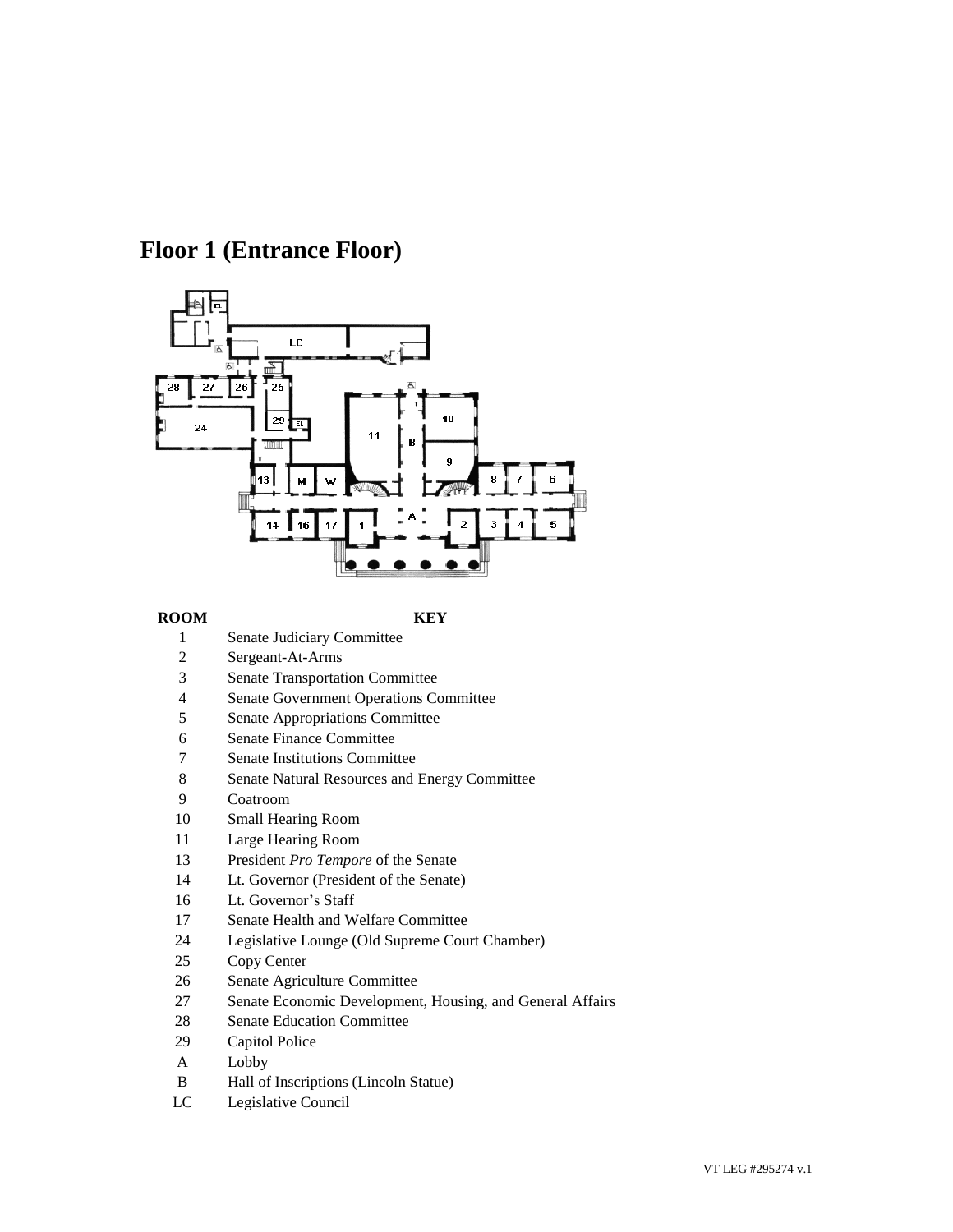# Floor 1 (Entrance Floor)

| ROOM | KEY |
|---|---|
| 1 | Senate Judiciary Committee |
| 2 | Sergeant-At-Arms |
| 3 | Senate Transportation Committee |
| 4 | Senate Government Operations Committee |
| 5 | Senate Appropriations Committee |
| 6 | Senate Finance Committee |
| 7 | Senate Institutions Committee |
| 8 | Senate Natural Resources and Energy Committee |
| 9 | Coatroom |
| 10 | Small Hearing Room |
| 11 | Large Hearing Room |
| 13 | President *Pro Tempore* of the Senate |
| 14 | Lt. Governor (President of the Senate) |
| 16 | Lt. Governor's Staff |
| 17 | Senate Health and Welfare Committee |
| 24 | Legislative Lounge (Old Supreme Court Chamber) |
| 25 | Copy Center |
| 26 | Senate Agriculture Committee |
| 27 | Senate Economic Development, Housing, and General Affairs |
| 28 | Senate Education Committee |
| 29 | Capitol Police |
| A | Lobby |
| B | Hall of Inscriptions (Lincoln Statue) |
| LC | Legislative Council |

VT LEG #295274 v.1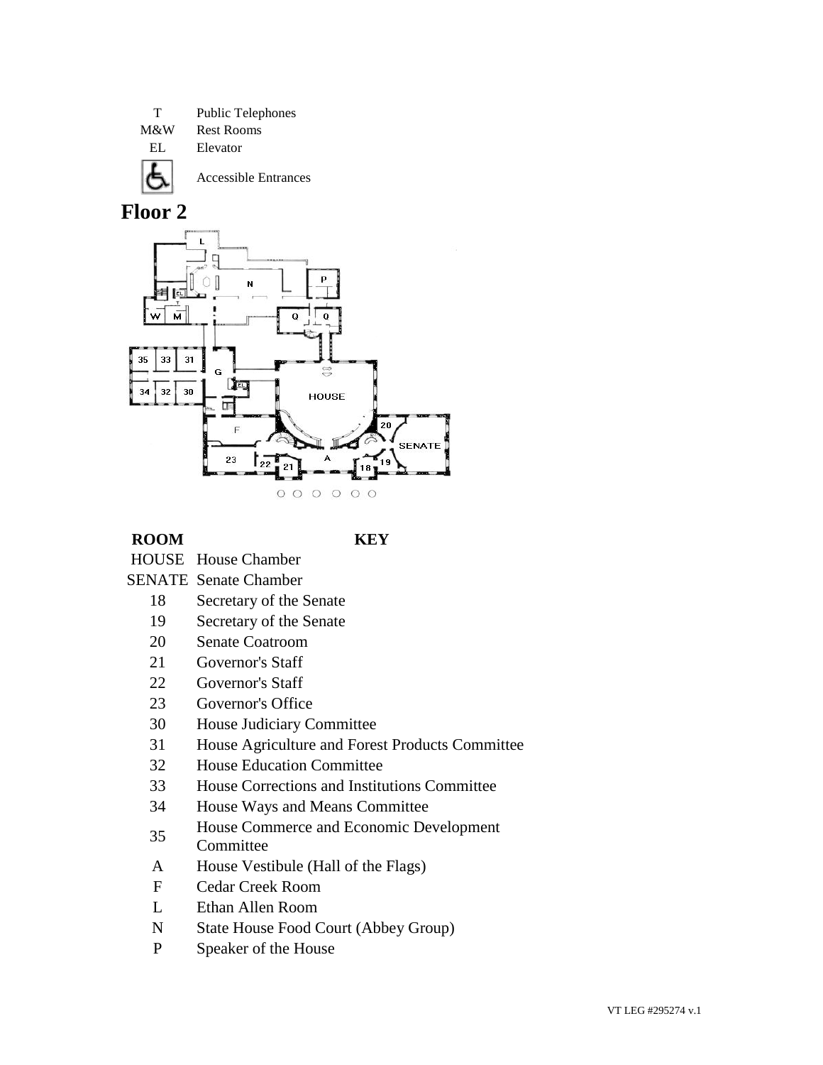| | |
|---|---|
| T | Public Telephones |
| M&W | Rest Rooms |
| EL | Elevator |
| ♿ | Accessible Entrances |

## Floor 2

| ROOM | KEY |
|---|---|
| HOUSE | House Chamber |
| SENATE | Senate Chamber |
| 18 | Secretary of the Senate |
| 19 | Secretary of the Senate |
| 20 | Senate Coatroom |
| 21 | Governor's Staff |
| 22 | Governor's Staff |
| 23 | Governor's Office |
| 30 | House Judiciary Committee |
| 31 | House Agriculture and Forest Products Committee |
| 32 | House Education Committee |
| 33 | House Corrections and Institutions Committee |
| 34 | House Ways and Means Committee |
| 35 | House Commerce and Economic Development Committee |
| A | House Vestibule (Hall of the Flags) |
| F | Cedar Creek Room |
| L | Ethan Allen Room |
| N | State House Food Court (Abbey Group) |
| P | Speaker of the House |

VT LEG #295274 v.1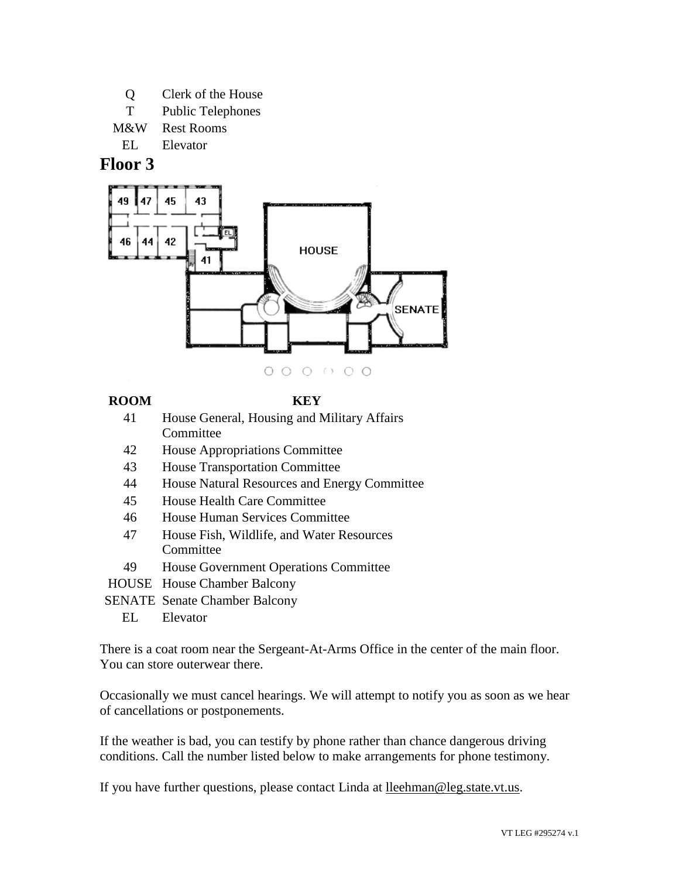| | |
|---|---|
| Q | Clerk of the House |
| T | Public Telephones |
| M&W | Rest Rooms |
| EL | Elevator |

## Floor 3

| ROOM | KEY |
|---|---|
| 41 | House General, Housing and Military Affairs Committee |
| 42 | House Appropriations Committee |
| 43 | House Transportation Committee |
| 44 | House Natural Resources and Energy Committee |
| 45 | House Health Care Committee |
| 46 | House Human Services Committee |
| 47 | House Fish, Wildlife, and Water Resources Committee |
| 49 | House Government Operations Committee |
| HOUSE | House Chamber Balcony |
| SENATE | Senate Chamber Balcony |
| EL | Elevator |

There is a coat room near the Sergeant-At-Arms Office in the center of the main floor. You can store outerwear there.

Occasionally we must cancel hearings. We will attempt to notify you as soon as we hear of cancellations or postponements.

If the weather is bad, you can testify by phone rather than chance dangerous driving conditions. Call the number listed below to make arrangements for phone testimony.

If you have further questions, please contact Linda at lleehman@leg.state.vt.us.

VT LEG #295274 v.1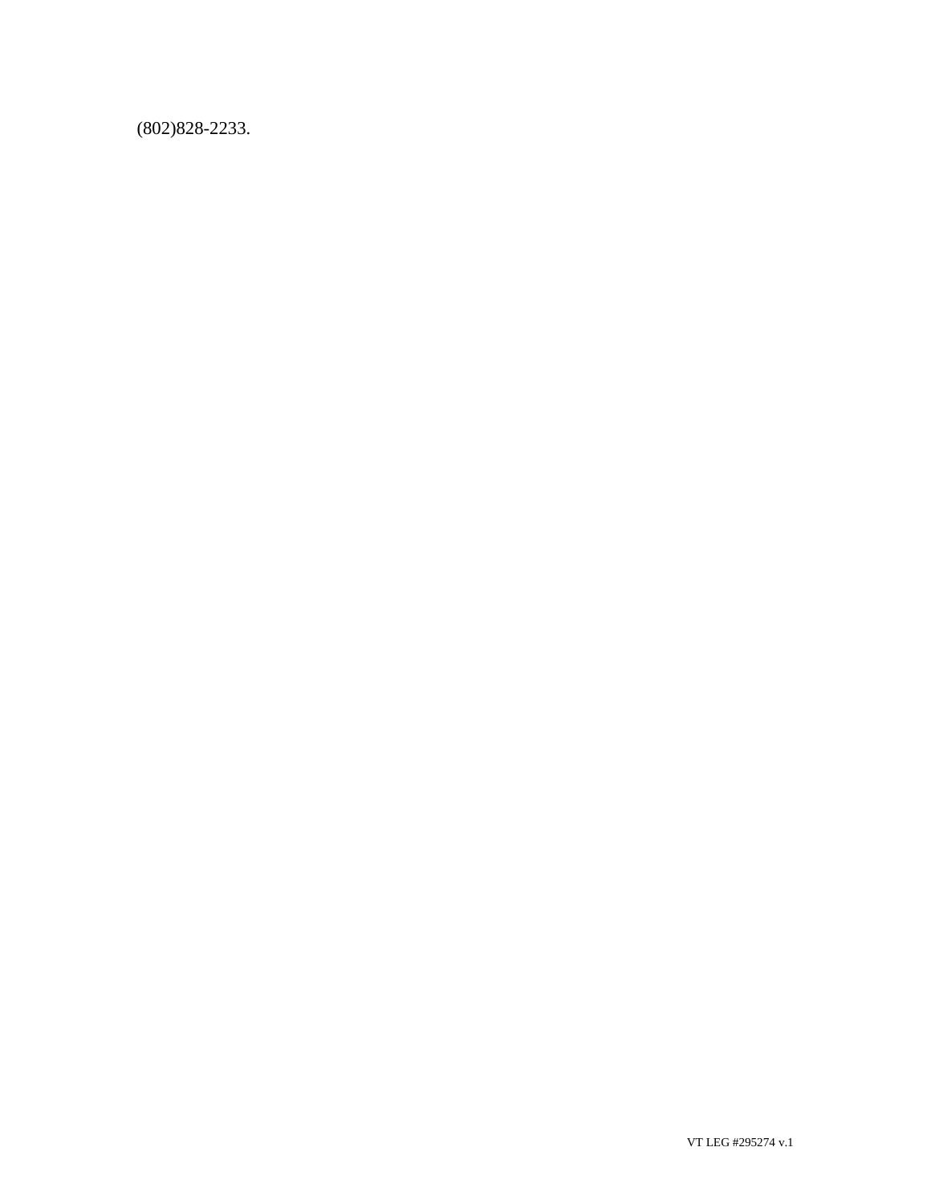(802)828-2233.